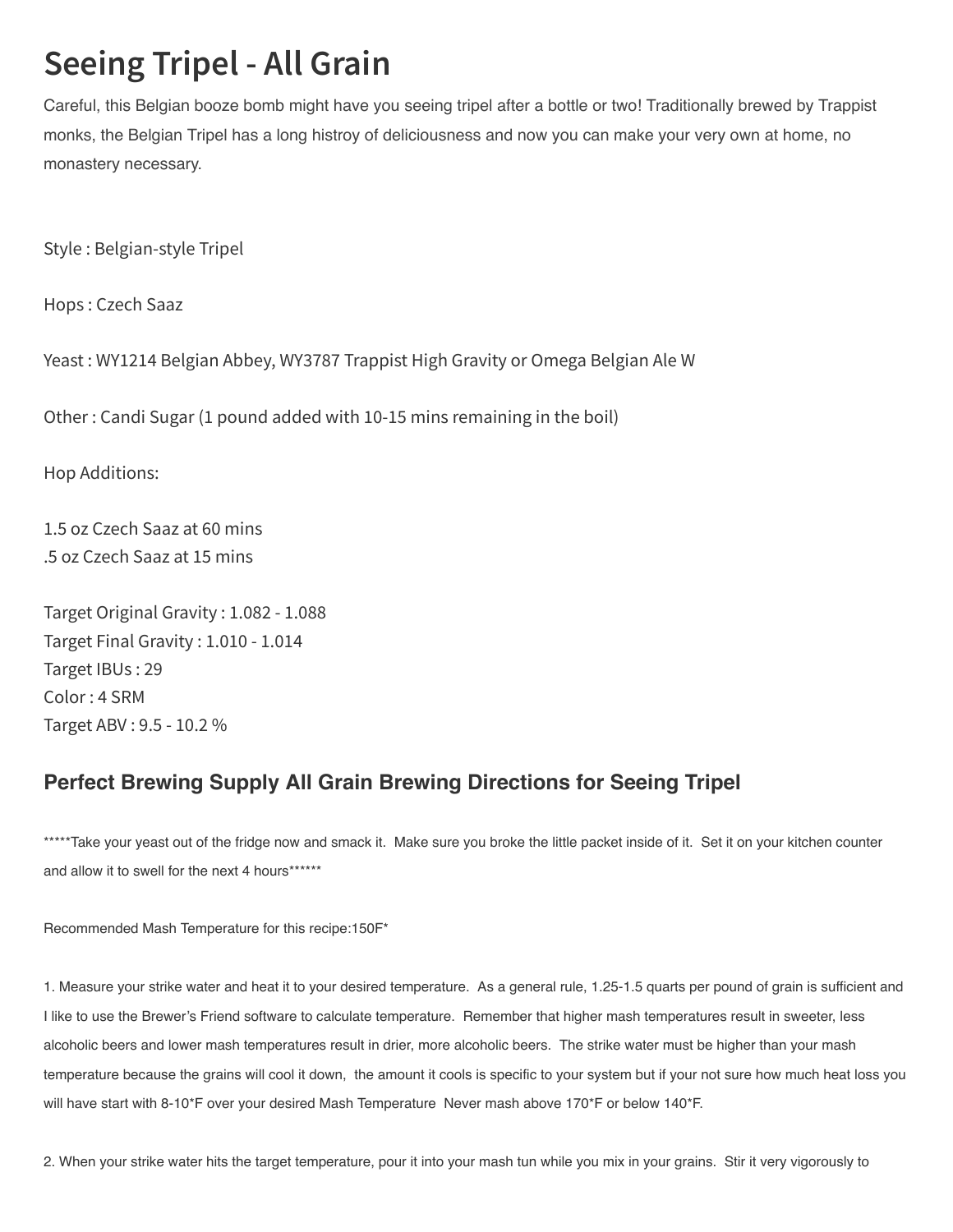# Seeing Tripel - All Grain

Careful, this Belgian booze bomb might have you seeing tripel after a bottle or two! Traditionally brewed by Trappist monks, the Belgian Tripel has a long histroy of deliciousness and now you can make your very own at home, no monastery necessary.

Style : Belgian-style Tripel

Hops : Czech Saaz

Yeast : WY1214 Belgian Abbey, WY3787 Trappist High Gravity or Omega Belgian Ale W

Other : Candi Sugar (1 pound added with 10-15 mins remaining in the boil)

Hop Additions:

1.5 oz Czech Saaz at 60 mins
.5 oz Czech Saaz at 15 mins

Target Original Gravity : 1.082 - 1.088
Target Final Gravity : 1.010 - 1.014
Target IBUs : 29
Color : 4 SRM
Target ABV : 9.5 - 10.2 %

## Perfect Brewing Supply All Grain Brewing Directions for Seeing Tripel

*****Take your yeast out of the fridge now and smack it. Make sure you broke the little packet inside of it. Set it on your kitchen counter and allow it to swell for the next 4 hours******

Recommended Mash Temperature for this recipe:150F*

1. Measure your strike water and heat it to your desired temperature. As a general rule, 1.25-1.5 quarts per pound of grain is sufficient and I like to use the Brewer's Friend software to calculate temperature. Remember that higher mash temperatures result in sweeter, less alcoholic beers and lower mash temperatures result in drier, more alcoholic beers. The strike water must be higher than your mash temperature because the grains will cool it down, the amount it cools is specific to your system but if your not sure how much heat loss you will have start with 8-10*F over your desired Mash Temperature Never mash above 170*F or below 140*F.

2. When your strike water hits the target temperature, pour it into your mash tun while you mix in your grains. Stir it very vigorously to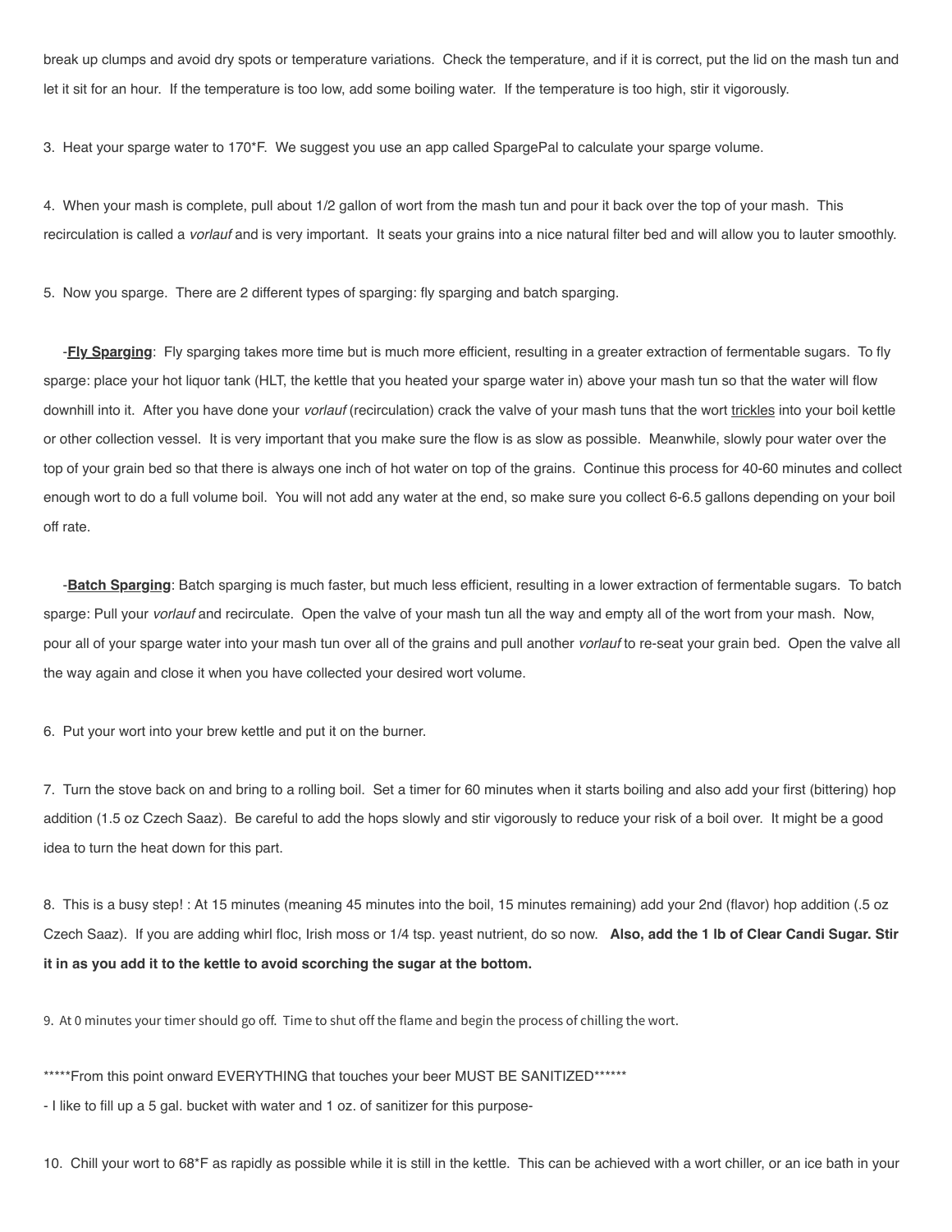break up clumps and avoid dry spots or temperature variations. Check the temperature, and if it is correct, put the lid on the mash tun and let it sit for an hour. If the temperature is too low, add some boiling water. If the temperature is too high, stir it vigorously.

3. Heat your sparge water to 170*F. We suggest you use an app called SpargePal to calculate your sparge volume.

4. When your mash is complete, pull about 1/2 gallon of wort from the mash tun and pour it back over the top of your mash. This recirculation is called a *vorlauf* and is very important. It seats your grains into a nice natural filter bed and will allow you to lauter smoothly.

5. Now you sparge. There are 2 different types of sparging: fly sparging and batch sparging.

-**Fly Sparging**: Fly sparging takes more time but is much more efficient, resulting in a greater extraction of fermentable sugars. To fly sparge: place your hot liquor tank (HLT, the kettle that you heated your sparge water in) above your mash tun so that the water will flow downhill into it. After you have done your *vorlauf* (recirculation) crack the valve of your mash tuns that the wort trickles into your boil kettle or other collection vessel. It is very important that you make sure the flow is as slow as possible. Meanwhile, slowly pour water over the top of your grain bed so that there is always one inch of hot water on top of the grains. Continue this process for 40-60 minutes and collect enough wort to do a full volume boil. You will not add any water at the end, so make sure you collect 6-6.5 gallons depending on your boil off rate.

-**Batch Sparging**: Batch sparging is much faster, but much less efficient, resulting in a lower extraction of fermentable sugars. To batch sparge: Pull your *vorlauf* and recirculate. Open the valve of your mash tun all the way and empty all of the wort from your mash. Now, pour all of your sparge water into your mash tun over all of the grains and pull another *vorlauf* to re-seat your grain bed. Open the valve all the way again and close it when you have collected your desired wort volume.

6. Put your wort into your brew kettle and put it on the burner.

7. Turn the stove back on and bring to a rolling boil. Set a timer for 60 minutes when it starts boiling and also add your first (bittering) hop addition (1.5 oz Czech Saaz). Be careful to add the hops slowly and stir vigorously to reduce your risk of a boil over. It might be a good idea to turn the heat down for this part.

8. This is a busy step! : At 15 minutes (meaning 45 minutes into the boil, 15 minutes remaining) add your 2nd (flavor) hop addition (.5 oz Czech Saaz). If you are adding whirl floc, Irish moss or 1/4 tsp. yeast nutrient, do so now. **Also, add the 1 lb of Clear Candi Sugar. Stir it in as you add it to the kettle to avoid scorching the sugar at the bottom.**

9. At 0 minutes your timer should go off. Time to shut off the flame and begin the process of chilling the wort.

*****From this point onward EVERYTHING that touches your beer MUST BE SANITIZED******

- I like to fill up a 5 gal. bucket with water and 1 oz. of sanitizer for this purpose-

10. Chill your wort to 68*F as rapidly as possible while it is still in the kettle. This can be achieved with a wort chiller, or an ice bath in your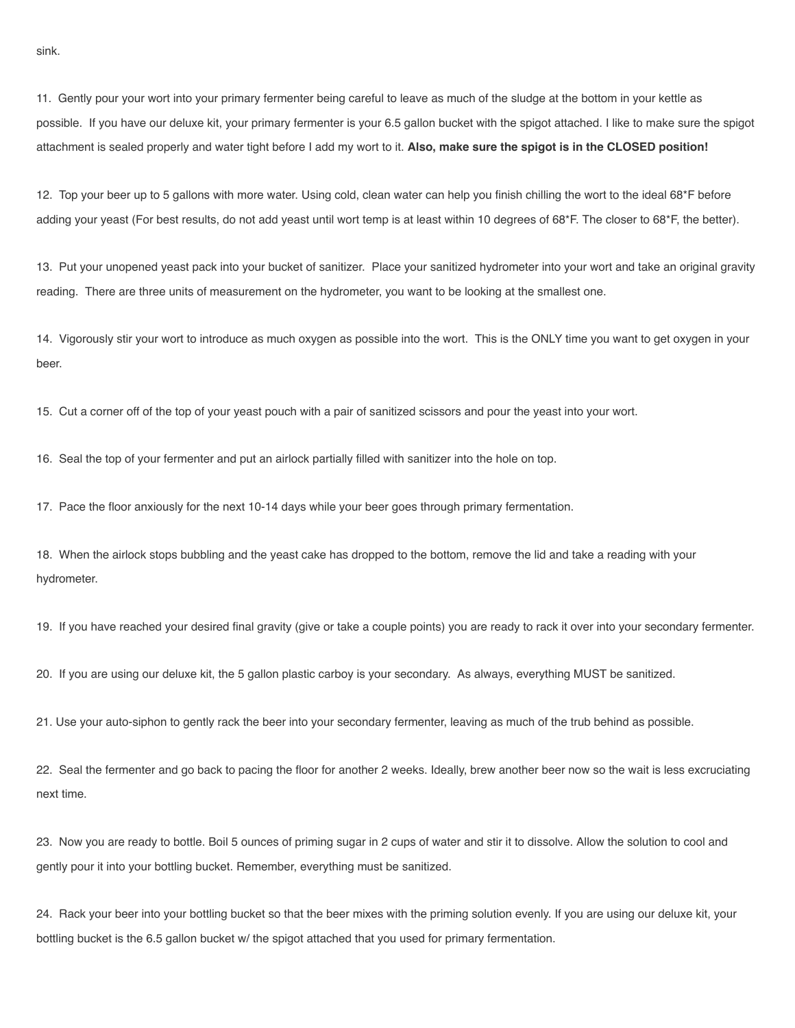sink.

11. Gently pour your wort into your primary fermenter being careful to leave as much of the sludge at the bottom in your kettle as possible. If you have our deluxe kit, your primary fermenter is your 6.5 gallon bucket with the spigot attached. I like to make sure the spigot attachment is sealed properly and water tight before I add my wort to it. **Also, make sure the spigot is in the CLOSED position!**

12. Top your beer up to 5 gallons with more water. Using cold, clean water can help you finish chilling the wort to the ideal 68*F before adding your yeast (For best results, do not add yeast until wort temp is at least within 10 degrees of 68*F. The closer to 68*F, the better).

13. Put your unopened yeast pack into your bucket of sanitizer. Place your sanitized hydrometer into your wort and take an original gravity reading. There are three units of measurement on the hydrometer, you want to be looking at the smallest one.

14. Vigorously stir your wort to introduce as much oxygen as possible into the wort. This is the ONLY time you want to get oxygen in your beer.

15. Cut a corner off of the top of your yeast pouch with a pair of sanitized scissors and pour the yeast into your wort.

16. Seal the top of your fermenter and put an airlock partially filled with sanitizer into the hole on top.

17. Pace the floor anxiously for the next 10-14 days while your beer goes through primary fermentation.

18. When the airlock stops bubbling and the yeast cake has dropped to the bottom, remove the lid and take a reading with your hydrometer.

19. If you have reached your desired final gravity (give or take a couple points) you are ready to rack it over into your secondary fermenter.

20. If you are using our deluxe kit, the 5 gallon plastic carboy is your secondary. As always, everything MUST be sanitized.

21. Use your auto-siphon to gently rack the beer into your secondary fermenter, leaving as much of the trub behind as possible.

22. Seal the fermenter and go back to pacing the floor for another 2 weeks. Ideally, brew another beer now so the wait is less excruciating next time.

23. Now you are ready to bottle. Boil 5 ounces of priming sugar in 2 cups of water and stir it to dissolve. Allow the solution to cool and gently pour it into your bottling bucket. Remember, everything must be sanitized.

24. Rack your beer into your bottling bucket so that the beer mixes with the priming solution evenly. If you are using our deluxe kit, your bottling bucket is the 6.5 gallon bucket w/ the spigot attached that you used for primary fermentation.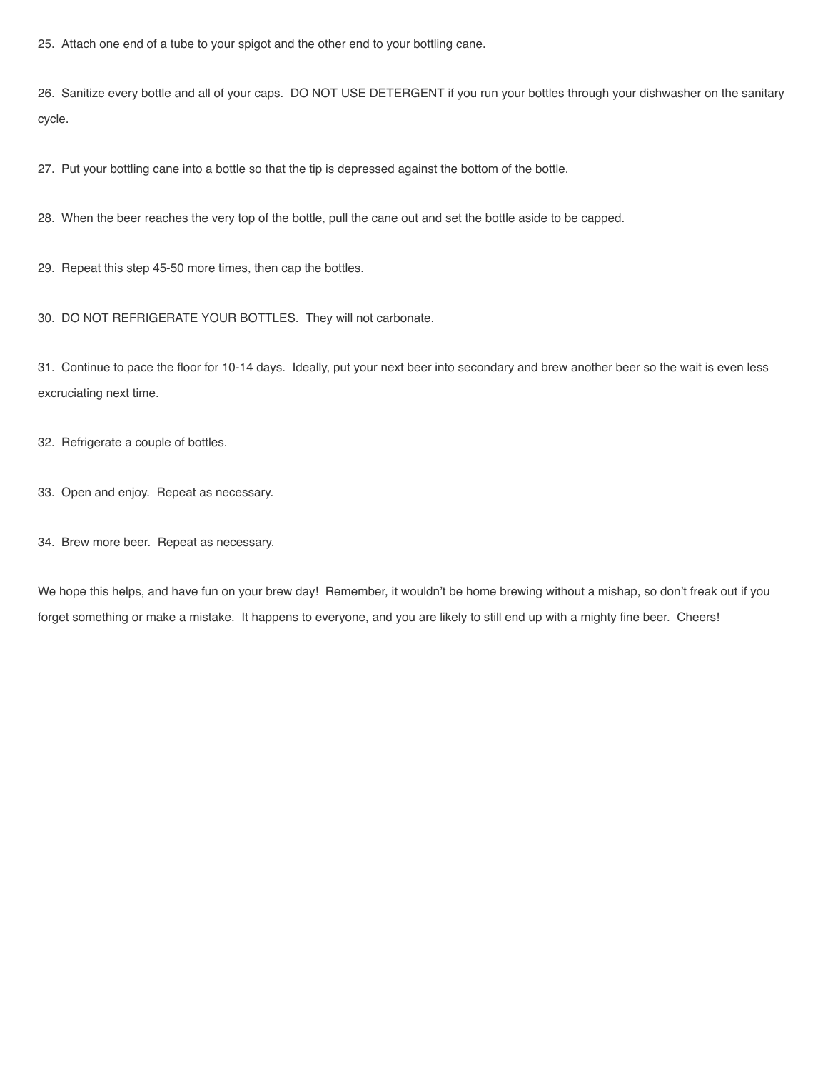25. Attach one end of a tube to your spigot and the other end to your bottling cane.

26. Sanitize every bottle and all of your caps. DO NOT USE DETERGENT if you run your bottles through your dishwasher on the sanitary cycle.

27. Put your bottling cane into a bottle so that the tip is depressed against the bottom of the bottle.

28. When the beer reaches the very top of the bottle, pull the cane out and set the bottle aside to be capped.

29. Repeat this step 45-50 more times, then cap the bottles.

30. DO NOT REFRIGERATE YOUR BOTTLES. They will not carbonate.

31. Continue to pace the floor for 10-14 days. Ideally, put your next beer into secondary and brew another beer so the wait is even less excruciating next time.

32. Refrigerate a couple of bottles.

33. Open and enjoy. Repeat as necessary.

34. Brew more beer. Repeat as necessary.

We hope this helps, and have fun on your brew day! Remember, it wouldn't be home brewing without a mishap, so don't freak out if you forget something or make a mistake. It happens to everyone, and you are likely to still end up with a mighty fine beer. Cheers!